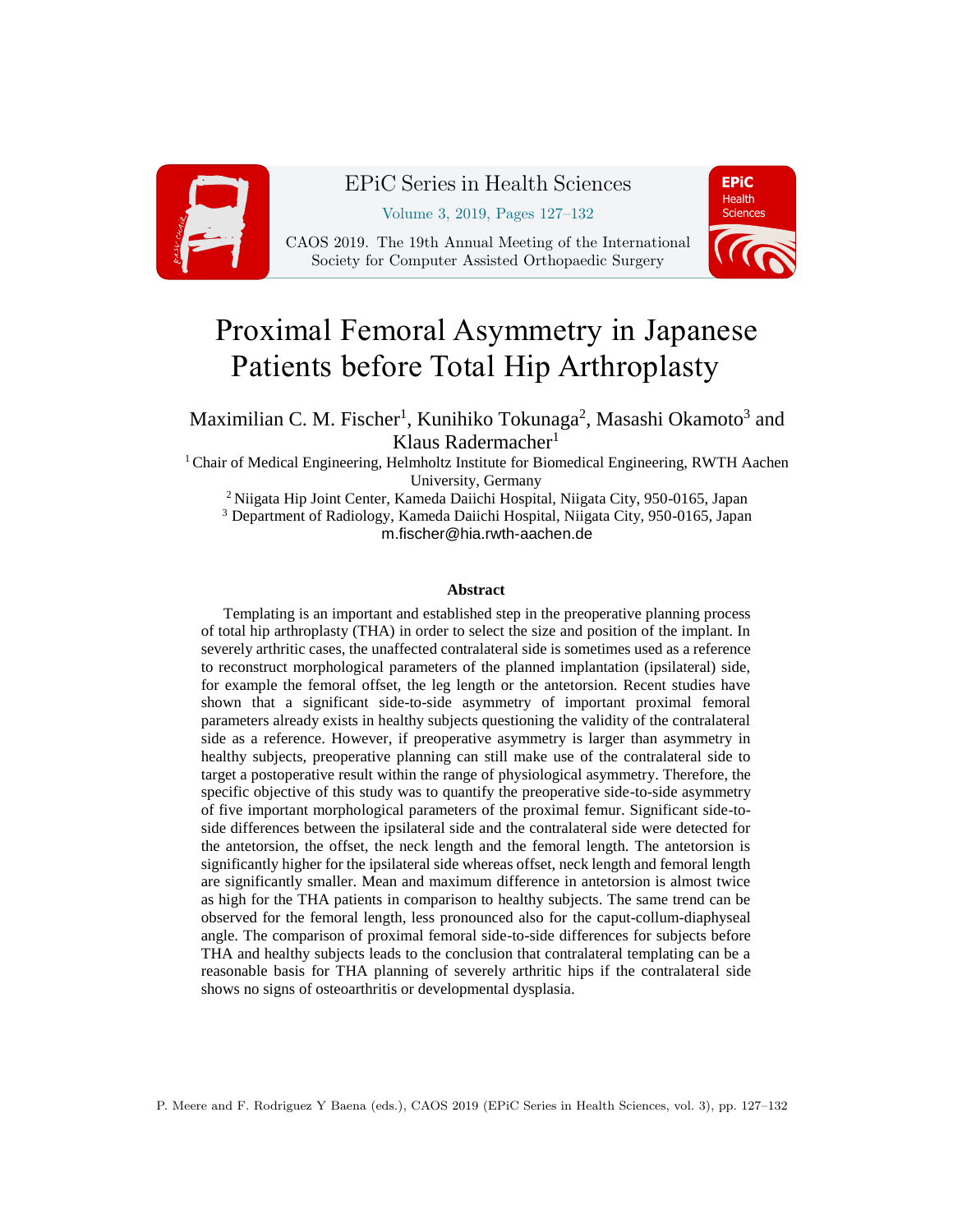# Proximal Femoral Asymmetry in Japanese Patients before Total Hip Arthroplasty

Maximilian C. M. Fischer[1], Kunihiko Tokunaga[2], Masashi Okamoto[3] and Klaus Radermacher[1]

[1] Chair of Medical Engineering, Helmholtz Institute for Biomedical Engineering, RWTH Aachen University, Germany

[2] Niigata Hip Joint Center, Kameda Daiichi Hospital, Niigata City, 950-0165, Japan

[3] Department of Radiology, Kameda Daiichi Hospital, Niigata City, 950-0165, Japan

m.fischer@hia.rwth-aachen.de

### Abstract

Templating is an important and established step in the preoperative planning process of total hip arthroplasty (THA) in order to select the size and position of the implant. In severely arthritic cases, the unaffected contralateral side is sometimes used as a reference to reconstruct morphological parameters of the planned implantation (ipsilateral) side, for example the femoral offset, the leg length or the antetorsion. Recent studies have shown that a significant side-to-side asymmetry of important proximal femoral parameters already exists in healthy subjects questioning the validity of the contralateral side as a reference. However, if preoperative asymmetry is larger than asymmetry in healthy subjects, preoperative planning can still make use of the contralateral side to target a postoperative result within the range of physiological asymmetry. Therefore, the specific objective of this study was to quantify the preoperative side-to-side asymmetry of five important morphological parameters of the proximal femur. Significant side-to-side differences between the ipsilateral side and the contralateral side were detected for the antetorsion, the offset, the neck length and the femoral length. The antetorsion is significantly higher for the ipsilateral side whereas offset, neck length and femoral length are significantly smaller. Mean and maximum difference in antetorsion is almost twice as high for the THA patients in comparison to healthy subjects. The same trend can be observed for the femoral length, less pronounced also for the caput-collum-diaphyseal angle. The comparison of proximal femoral side-to-side differences for subjects before THA and healthy subjects leads to the conclusion that contralateral templating can be a reasonable basis for THA planning of severely arthritic hips if the contralateral side shows no signs of osteoarthritis or developmental dysplasia.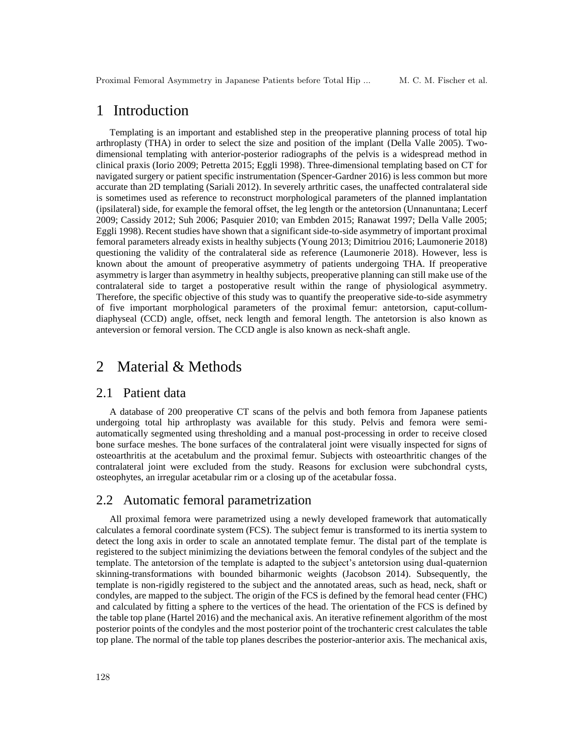# 1 Introduction

Templating is an important and established step in the preoperative planning process of total hip arthroplasty (THA) in order to select the size and position of the implant (Della Valle 2005). Two-dimensional templating with anterior-posterior radiographs of the pelvis is a widespread method in clinical praxis (Iorio 2009; Petretta 2015; Eggli 1998). Three-dimensional templating based on CT for navigated surgery or patient specific instrumentation (Spencer-Gardner 2016) is less common but more accurate than 2D templating (Sariali 2012). In severely arthritic cases, the unaffected contralateral side is sometimes used as reference to reconstruct morphological parameters of the planned implantation (ipsilateral) side, for example the femoral offset, the leg length or the antetorsion (Unnanuntana; Lecerf 2009; Cassidy 2012; Suh 2006; Pasquier 2010; van Embden 2015; Ranawat 1997; Della Valle 2005; Eggli 1998). Recent studies have shown that a significant side-to-side asymmetry of important proximal femoral parameters already exists in healthy subjects (Young 2013; Dimitriou 2016; Laumonerie 2018) questioning the validity of the contralateral side as reference (Laumonerie 2018). However, less is known about the amount of preoperative asymmetry of patients undergoing THA. If preoperative asymmetry is larger than asymmetry in healthy subjects, preoperative planning can still make use of the contralateral side to target a postoperative result within the range of physiological asymmetry. Therefore, the specific objective of this study was to quantify the preoperative side-to-side asymmetry of five important morphological parameters of the proximal femur: antetorsion, caput-collum-diaphyseal (CCD) angle, offset, neck length and femoral length. The antetorsion is also known as anteversion or femoral version. The CCD angle is also known as neck-shaft angle.

# 2 Material & Methods

## 2.1 Patient data

A database of 200 preoperative CT scans of the pelvis and both femora from Japanese patients undergoing total hip arthroplasty was available for this study. Pelvis and femora were semi-automatically segmented using thresholding and a manual post-processing in order to receive closed bone surface meshes. The bone surfaces of the contralateral joint were visually inspected for signs of osteoarthritis at the acetabulum and the proximal femur. Subjects with osteoarthritic changes of the contralateral joint were excluded from the study. Reasons for exclusion were subchondral cysts, osteophytes, an irregular acetabular rim or a closing up of the acetabular fossa.

## 2.2 Automatic femoral parametrization

All proximal femora were parametrized using a newly developed framework that automatically calculates a femoral coordinate system (FCS). The subject femur is transformed to its inertia system to detect the long axis in order to scale an annotated template femur. The distal part of the template is registered to the subject minimizing the deviations between the femoral condyles of the subject and the template. The antetorsion of the template is adapted to the subject's antetorsion using dual-quaternion skinning-transformations with bounded biharmonic weights (Jacobson 2014). Subsequently, the template is non-rigidly registered to the subject and the annotated areas, such as head, neck, shaft or condyles, are mapped to the subject. The origin of the FCS is defined by the femoral head center (FHC) and calculated by fitting a sphere to the vertices of the head. The orientation of the FCS is defined by the table top plane (Hartel 2016) and the mechanical axis. An iterative refinement algorithm of the most posterior points of the condyles and the most posterior point of the trochanteric crest calculates the table top plane. The normal of the table top planes describes the posterior-anterior axis. The mechanical axis,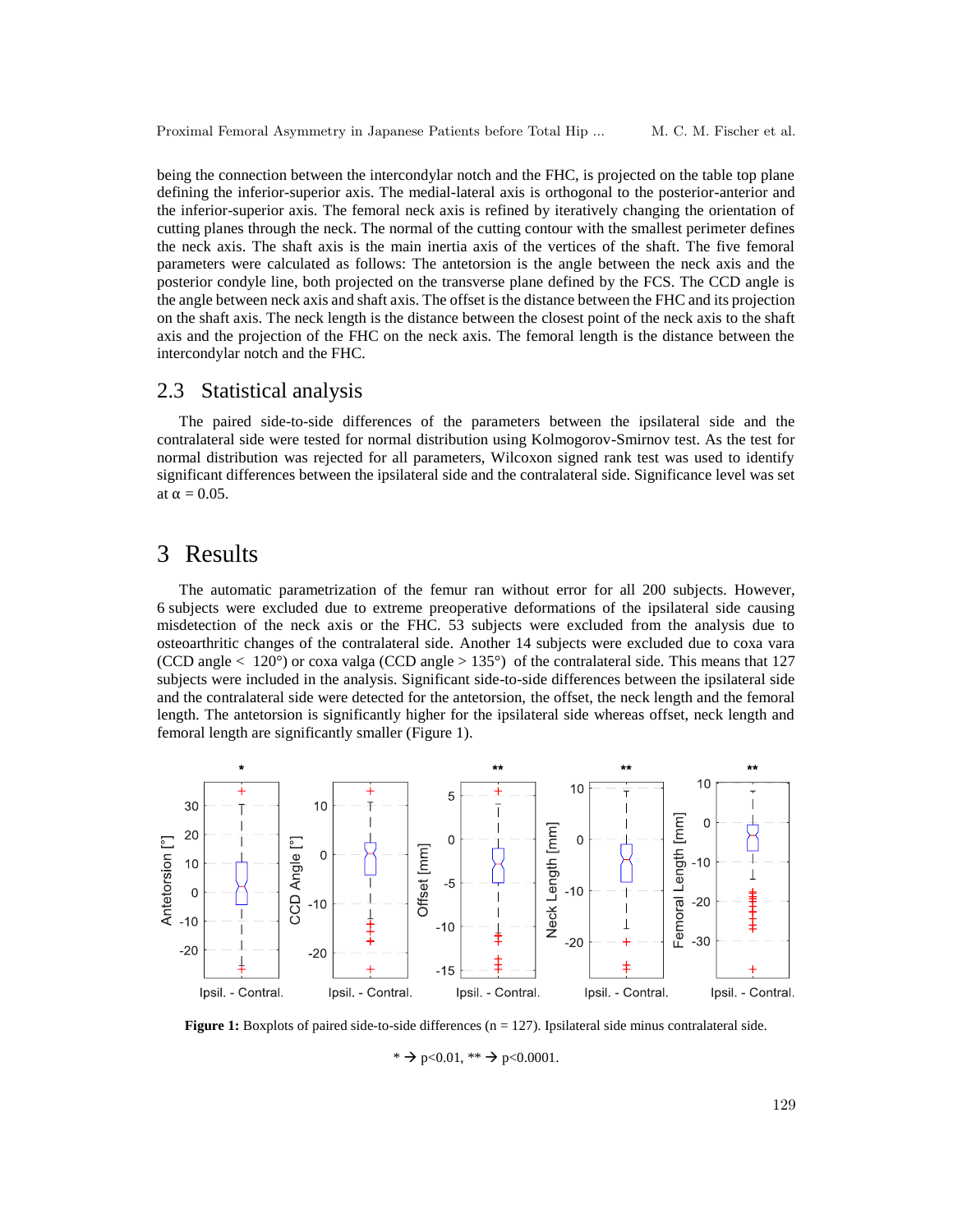being the connection between the intercondylar notch and the FHC, is projected on the table top plane defining the inferior-superior axis. The medial-lateral axis is orthogonal to the posterior-anterior and the inferior-superior axis. The femoral neck axis is refined by iteratively changing the orientation of cutting planes through the neck. The normal of the cutting contour with the smallest perimeter defines the neck axis. The shaft axis is the main inertia axis of the vertices of the shaft. The five femoral parameters were calculated as follows: The antetorsion is the angle between the neck axis and the posterior condyle line, both projected on the transverse plane defined by the FCS. The CCD angle is the angle between neck axis and shaft axis. The offset is the distance between the FHC and its projection on the shaft axis. The neck length is the distance between the closest point of the neck axis to the shaft axis and the projection of the FHC on the neck axis. The femoral length is the distance between the intercondylar notch and the FHC.

## 2.3 Statistical analysis

The paired side-to-side differences of the parameters between the ipsilateral side and the contralateral side were tested for normal distribution using Kolmogorov-Smirnov test. As the test for normal distribution was rejected for all parameters, Wilcoxon signed rank test was used to identify significant differences between the ipsilateral side and the contralateral side. Significance level was set at $\alpha = 0.05$.

# 3 Results

The automatic parametrization of the femur ran without error for all 200 subjects. However, 6 subjects were excluded due to extreme preoperative deformations of the ipsilateral side causing misdetection of the neck axis or the FHC. 53 subjects were excluded from the analysis due to osteoarthritic changes of the contralateral side. Another 14 subjects were excluded due to coxa vara (CCD angle < 120°) or coxa valga (CCD angle > 135°) of the contralateral side. This means that 127 subjects were included in the analysis. Significant side-to-side differences between the ipsilateral side and the contralateral side were detected for the antetorsion, the offset, the neck length and the femoral length. The antetorsion is significantly higher for the ipsilateral side whereas offset, neck length and femoral length are significantly smaller (Figure 1).

**Figure 1:** Boxplots of paired side-to-side differences (n = 127). Ipsilateral side minus contralateral side.

* → p<0.01, ** → p<0.0001.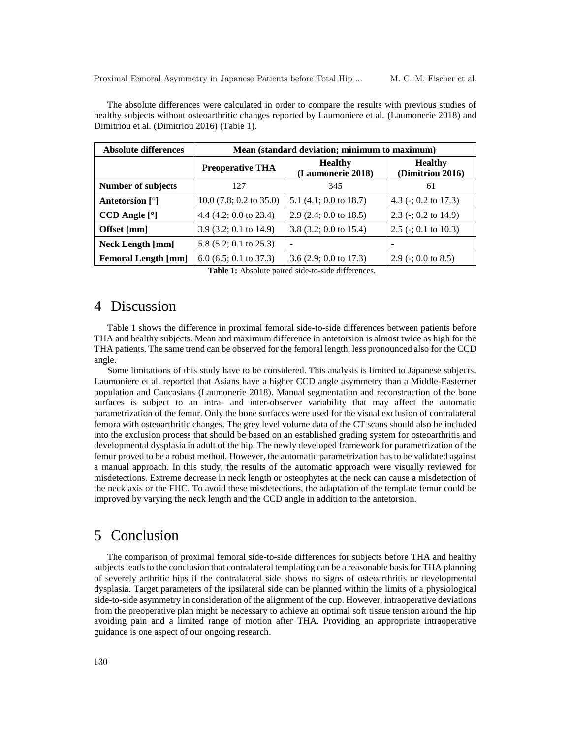The absolute differences were calculated in order to compare the results with previous studies of healthy subjects without osteoarthritic changes reported by Laumoniere et al. (Laumonerie 2018) and Dimitriou et al. (Dimitriou 2016) (Table 1).

| **Absolute differences** | **Mean (standard deviation; minimum to maximum)** | | |
|---|---|---|---|
| | **Preoperative THA** | **Healthy (Laumonerie 2018)** | **Healthy (Dimitriou 2016)** |
| **Number of subjects** | 127 | 345 | 61 |
| **Antetorsion [°]** | 10.0 (7.8; 0.2 to 35.0) | 5.1 (4.1; 0.0 to 18.7) | 4.3 (-; 0.2 to 17.3) |
| **CCD Angle [°]** | 4.4 (4.2; 0.0 to 23.4) | 2.9 (2.4; 0.0 to 18.5) | 2.3 (-; 0.2 to 14.9) |
| **Offset [mm]** | 3.9 (3.2; 0.1 to 14.9) | 3.8 (3.2; 0.0 to 15.4) | 2.5 (-; 0.1 to 10.3) |
| **Neck Length [mm]** | 5.8 (5.2; 0.1 to 25.3) | - | - |
| **Femoral Length [mm]** | 6.0 (6.5; 0.1 to 37.3) | 3.6 (2.9; 0.0 to 17.3) | 2.9 (-; 0.0 to 8.5) |

**Table 1:** Absolute paired side-to-side differences.

# 4 Discussion

Table 1 shows the difference in proximal femoral side-to-side differences between patients before THA and healthy subjects. Mean and maximum difference in antetorsion is almost twice as high for the THA patients. The same trend can be observed for the femoral length, less pronounced also for the CCD angle.

Some limitations of this study have to be considered. This analysis is limited to Japanese subjects. Laumoniere et al. reported that Asians have a higher CCD angle asymmetry than a Middle-Easterner population and Caucasians (Laumonerie 2018). Manual segmentation and reconstruction of the bone surfaces is subject to an intra- and inter-observer variability that may affect the automatic parametrization of the femur. Only the bone surfaces were used for the visual exclusion of contralateral femora with osteoarthritic changes. The grey level volume data of the CT scans should also be included into the exclusion process that should be based on an established grading system for osteoarthritis and developmental dysplasia in adult of the hip. The newly developed framework for parametrization of the femur proved to be a robust method. However, the automatic parametrization has to be validated against a manual approach. In this study, the results of the automatic approach were visually reviewed for misdetections. Extreme decrease in neck length or osteophytes at the neck can cause a misdetection of the neck axis or the FHC. To avoid these misdetections, the adaptation of the template femur could be improved by varying the neck length and the CCD angle in addition to the antetorsion.

# 5 Conclusion

The comparison of proximal femoral side-to-side differences for subjects before THA and healthy subjects leads to the conclusion that contralateral templating can be a reasonable basis for THA planning of severely arthritic hips if the contralateral side shows no signs of osteoarthritis or developmental dysplasia. Target parameters of the ipsilateral side can be planned within the limits of a physiological side-to-side asymmetry in consideration of the alignment of the cup. However, intraoperative deviations from the preoperative plan might be necessary to achieve an optimal soft tissue tension around the hip avoiding pain and a limited range of motion after THA. Providing an appropriate intraoperative guidance is one aspect of our ongoing research.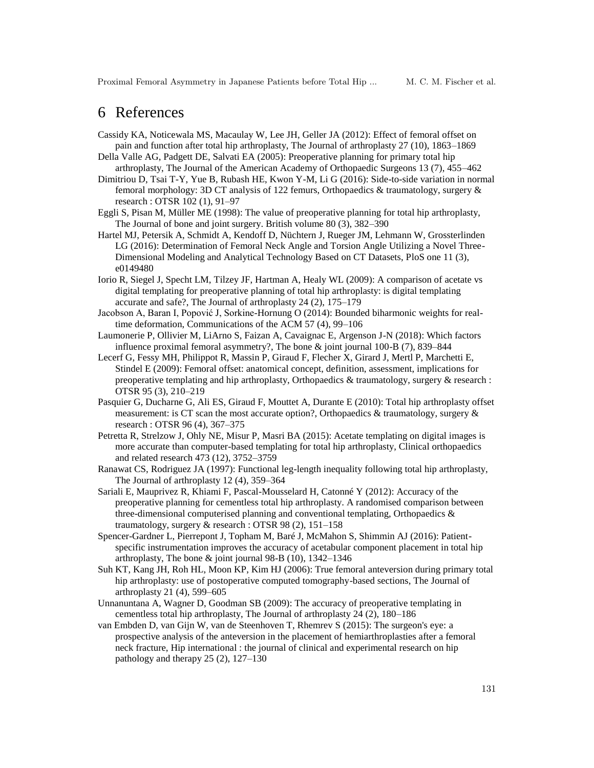# 6 References

Cassidy KA, Noticewala MS, Macaulay W, Lee JH, Geller JA (2012): Effect of femoral offset on pain and function after total hip arthroplasty, The Journal of arthroplasty 27 (10), 1863–1869

Della Valle AG, Padgett DE, Salvati EA (2005): Preoperative planning for primary total hip arthroplasty, The Journal of the American Academy of Orthopaedic Surgeons 13 (7), 455–462

Dimitriou D, Tsai T-Y, Yue B, Rubash HE, Kwon Y-M, Li G (2016): Side-to-side variation in normal femoral morphology: 3D CT analysis of 122 femurs, Orthopaedics & traumatology, surgery & research : OTSR 102 (1), 91–97

Eggli S, Pisan M, Müller ME (1998): The value of preoperative planning for total hip arthroplasty, The Journal of bone and joint surgery. British volume 80 (3), 382–390

Hartel MJ, Petersik A, Schmidt A, Kendoff D, Nüchtern J, Rueger JM, Lehmann W, Grossterlinden LG (2016): Determination of Femoral Neck Angle and Torsion Angle Utilizing a Novel Three-Dimensional Modeling and Analytical Technology Based on CT Datasets, PloS one 11 (3), e0149480

Iorio R, Siegel J, Specht LM, Tilzey JF, Hartman A, Healy WL (2009): A comparison of acetate vs digital templating for preoperative planning of total hip arthroplasty: is digital templating accurate and safe?, The Journal of arthroplasty 24 (2), 175–179

Jacobson A, Baran I, Popović J, Sorkine-Hornung O (2014): Bounded biharmonic weights for real-time deformation, Communications of the ACM 57 (4), 99–106

Laumonerie P, Ollivier M, LiArno S, Faizan A, Cavaignac E, Argenson J-N (2018): Which factors influence proximal femoral asymmetry?, The bone & joint journal 100-B (7), 839–844

Lecerf G, Fessy MH, Philippot R, Massin P, Giraud F, Flecher X, Girard J, Mertl P, Marchetti E, Stindel E (2009): Femoral offset: anatomical concept, definition, assessment, implications for preoperative templating and hip arthroplasty, Orthopaedics & traumatology, surgery & research : OTSR 95 (3), 210–219

Pasquier G, Ducharne G, Ali ES, Giraud F, Mouttet A, Durante E (2010): Total hip arthroplasty offset measurement: is CT scan the most accurate option?, Orthopaedics & traumatology, surgery & research : OTSR 96 (4), 367–375

Petretta R, Strelzow J, Ohly NE, Misur P, Masri BA (2015): Acetate templating on digital images is more accurate than computer-based templating for total hip arthroplasty, Clinical orthopaedics and related research 473 (12), 3752–3759

Ranawat CS, Rodriguez JA (1997): Functional leg-length inequality following total hip arthroplasty, The Journal of arthroplasty 12 (4), 359–364

Sariali E, Mauprivez R, Khiami F, Pascal-Mousselard H, Catonné Y (2012): Accuracy of the preoperative planning for cementless total hip arthroplasty. A randomised comparison between three-dimensional computerised planning and conventional templating, Orthopaedics & traumatology, surgery & research : OTSR 98 (2), 151–158

Spencer-Gardner L, Pierrepont J, Topham M, Baré J, McMahon S, Shimmin AJ (2016): Patient-specific instrumentation improves the accuracy of acetabular component placement in total hip arthroplasty, The bone & joint journal 98-B (10), 1342–1346

Suh KT, Kang JH, Roh HL, Moon KP, Kim HJ (2006): True femoral anteversion during primary total hip arthroplasty: use of postoperative computed tomography-based sections, The Journal of arthroplasty 21 (4), 599–605

Unnanuntana A, Wagner D, Goodman SB (2009): The accuracy of preoperative templating in cementless total hip arthroplasty, The Journal of arthroplasty 24 (2), 180–186

van Embden D, van Gijn W, van de Steenhoven T, Rhemrev S (2015): The surgeon's eye: a prospective analysis of the anteversion in the placement of hemiarthroplasties after a femoral neck fracture, Hip international : the journal of clinical and experimental research on hip pathology and therapy 25 (2), 127–130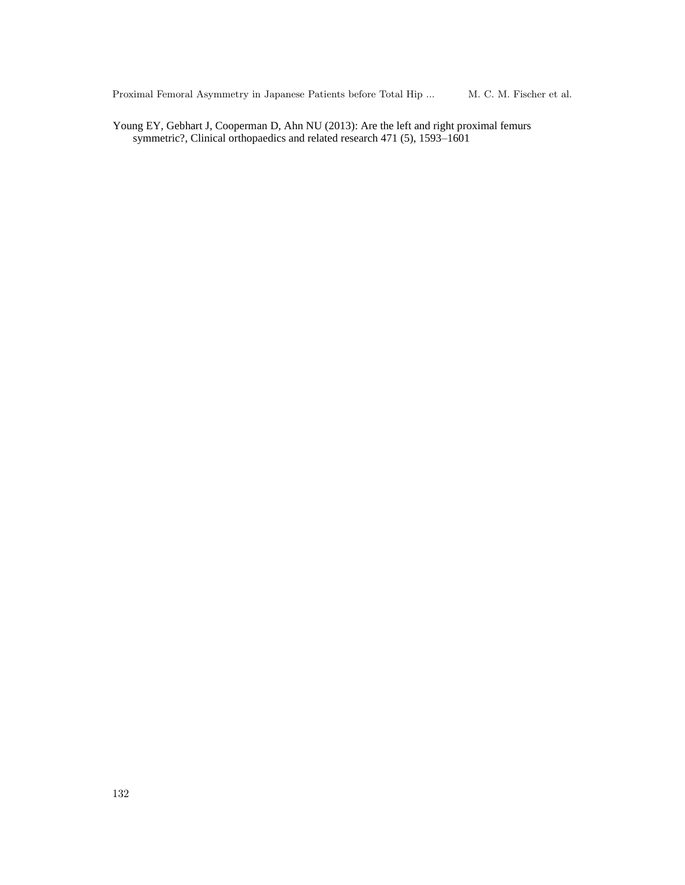Young EY, Gebhart J, Cooperman D, Ahn NU (2013): Are the left and right proximal femurs symmetric?, Clinical orthopaedics and related research 471 (5), 1593–1601